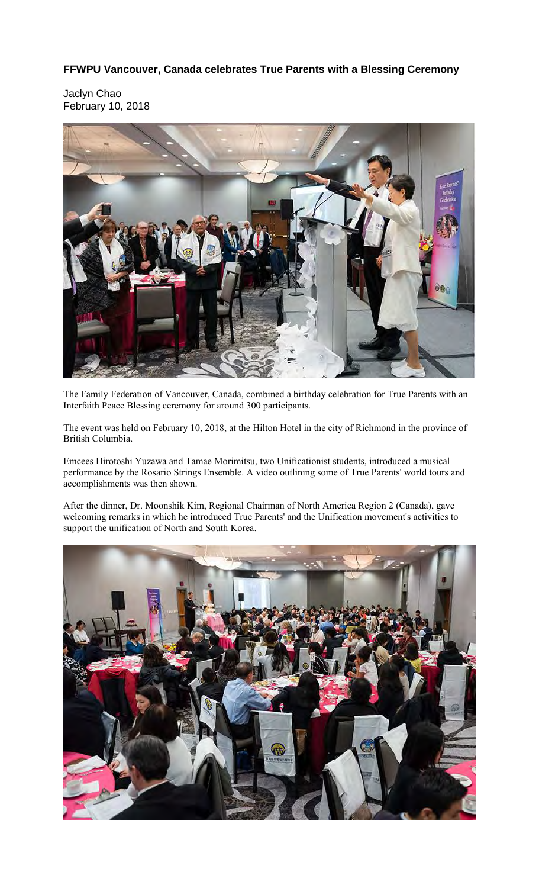**FFWPU Vancouver, Canada celebrates True Parents with a Blessing Ceremony**

Jaclyn Chao
February 10, 2018

The Family Federation of Vancouver, Canada, combined a birthday celebration for True Parents with an Interfaith Peace Blessing ceremony for around 300 participants.

The event was held on February 10, 2018, at the Hilton Hotel in the city of Richmond in the province of British Columbia.

Emcees Hirotoshi Yuzawa and Tamae Morimitsu, two Unificationist students, introduced a musical performance by the Rosario Strings Ensemble. A video outlining some of True Parents' world tours and accomplishments was then shown.

After the dinner, Dr. Moonshik Kim, Regional Chairman of North America Region 2 (Canada), gave welcoming remarks in which he introduced True Parents' and the Unification movement's activities to support the unification of North and South Korea.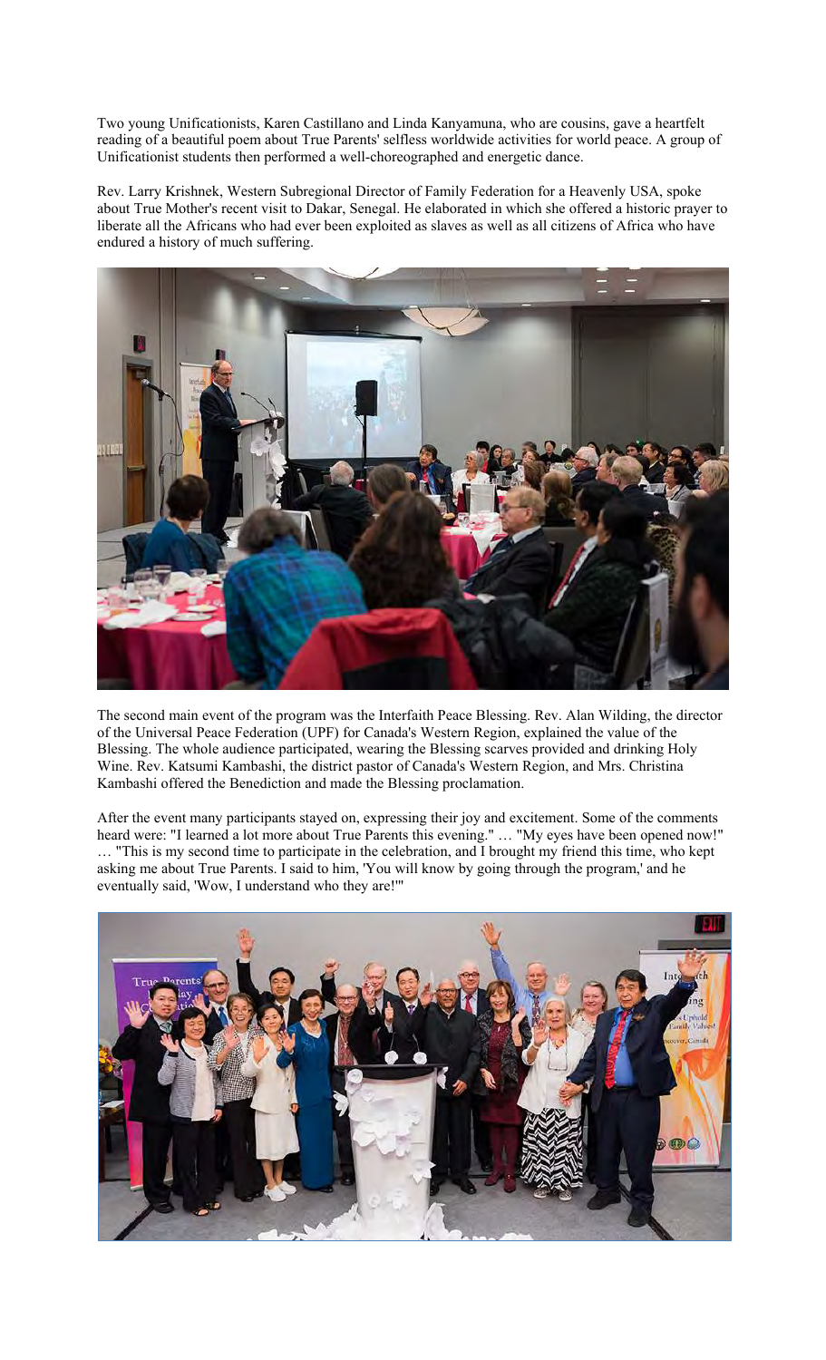Two young Unificationists, Karen Castillano and Linda Kanyamuna, who are cousins, gave a heartfelt reading of a beautiful poem about True Parents' selfless worldwide activities for world peace. A group of Unificationist students then performed a well-choreographed and energetic dance.

Rev. Larry Krishnek, Western Subregional Director of Family Federation for a Heavenly USA, spoke about True Mother's recent visit to Dakar, Senegal. He elaborated in which she offered a historic prayer to liberate all the Africans who had ever been exploited as slaves as well as all citizens of Africa who have endured a history of much suffering.

The second main event of the program was the Interfaith Peace Blessing. Rev. Alan Wilding, the director of the Universal Peace Federation (UPF) for Canada's Western Region, explained the value of the Blessing. The whole audience participated, wearing the Blessing scarves provided and drinking Holy Wine. Rev. Katsumi Kambashi, the district pastor of Canada's Western Region, and Mrs. Christina Kambashi offered the Benediction and made the Blessing proclamation.

After the event many participants stayed on, expressing their joy and excitement. Some of the comments heard were: "I learned a lot more about True Parents this evening." … "My eyes have been opened now!" … "This is my second time to participate in the celebration, and I brought my friend this time, who kept asking me about True Parents. I said to him, 'You will know by going through the program,' and he eventually said, 'Wow, I understand who they are!'"